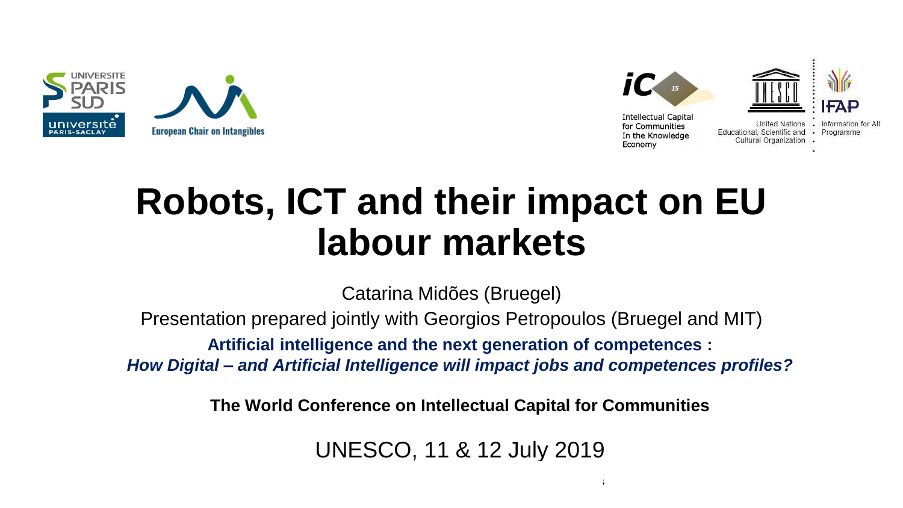UNIVERSITÉ PARIS SUD

université PARIS-SACLAY

European Chair on Intangibles

iC 15

Intellectual Capital for Communities In the Knowledge Economy

United Nations Educational, Scientific and Cultural Organization

IFAP Information for All Programme

# Robots, ICT and their impact on EU labour markets

Catarina Midões (Bruegel)

Presentation prepared jointly with Georgios Petropoulos (Bruegel and MIT)

**Artificial intelligence and the next generation of competences :**

***How Digital – and Artificial Intelligence will impact jobs and competences profiles?***

**The World Conference on Intellectual Capital for Communities**

UNESCO, 11 & 12 July 2019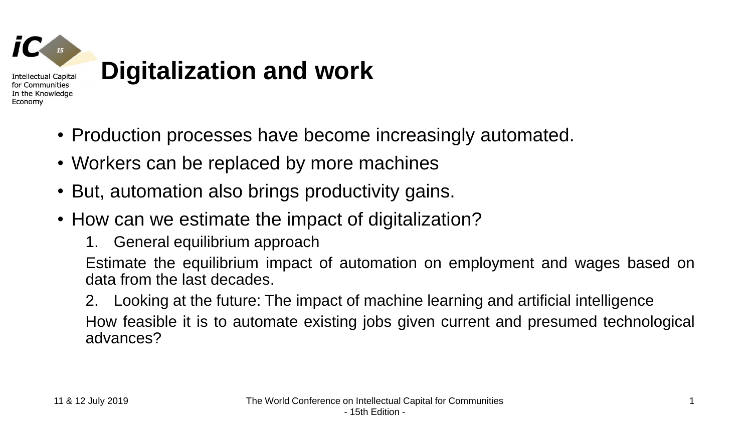# Digitalization and work

- Production processes have become increasingly automated.
- Workers can be replaced by more machines
- But, automation also brings productivity gains.
- How can we estimate the impact of digitalization?
  1. General equilibrium approach

     Estimate the equilibrium impact of automation on employment and wages based on data from the last decades.

  2. Looking at the future: The impact of machine learning and artificial intelligence

     How feasible it is to automate existing jobs given current and presumed technological advances?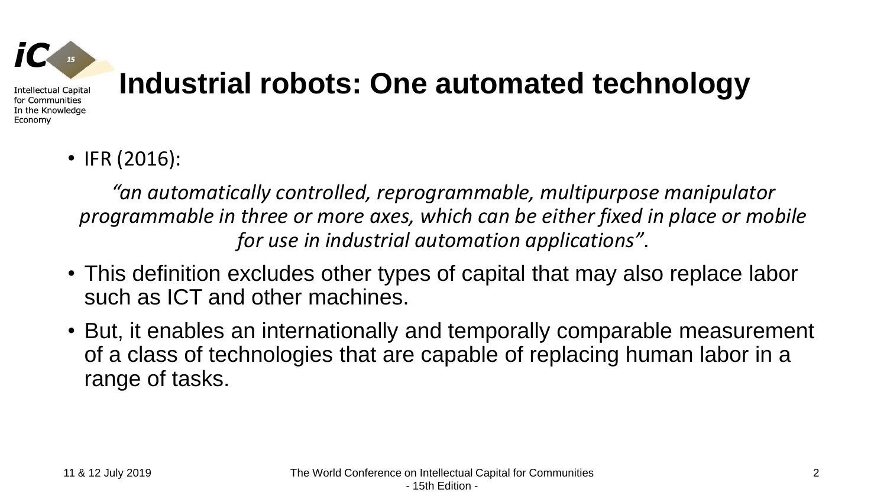# Industrial robots: One automated technology

- IFR (2016):

  *"an automatically controlled, reprogrammable, multipurpose manipulator programmable in three or more axes, which can be either fixed in place or mobile for use in industrial automation applications"*.

- This definition excludes other types of capital that may also replace labor such as ICT and other machines.
- But, it enables an internationally and temporally comparable measurement of a class of technologies that are capable of replacing human labor in a range of tasks.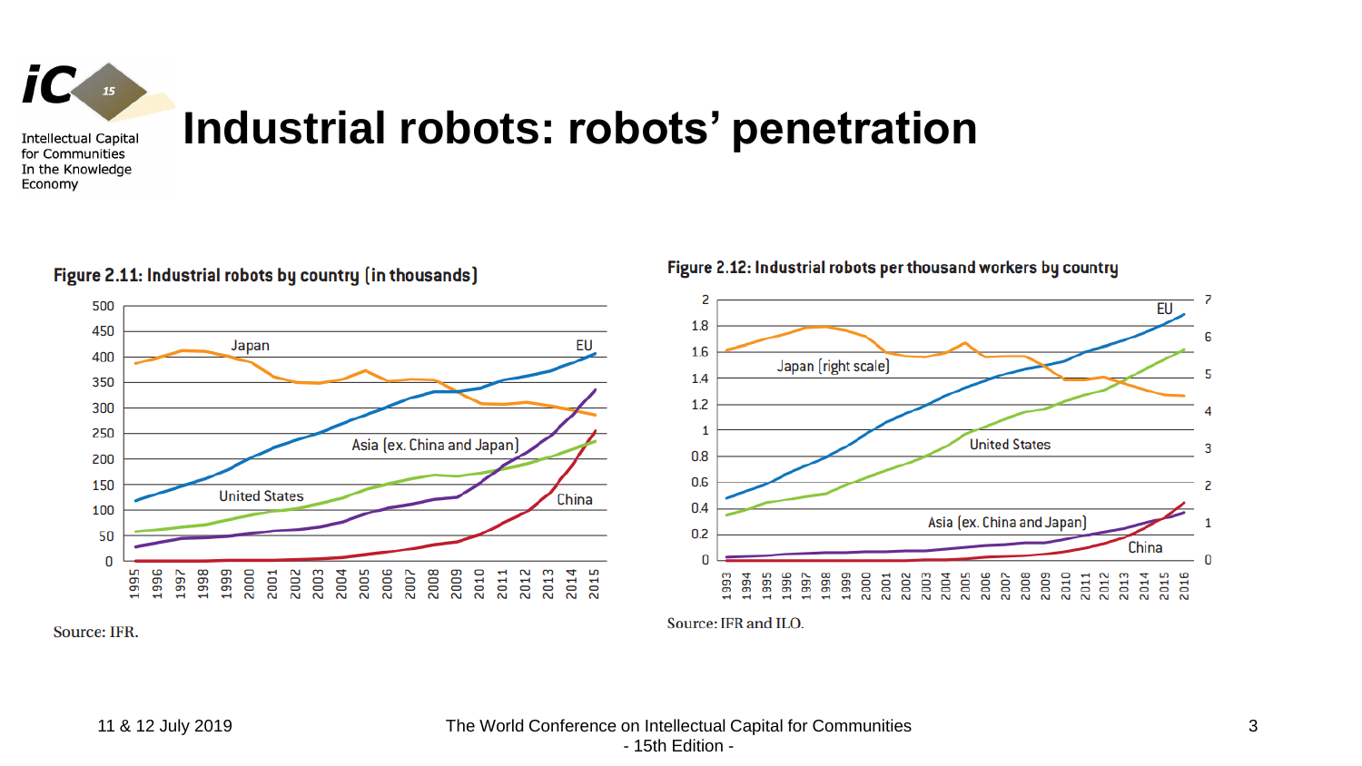# Industrial robots: robots' penetration

**Figure 2.11: Industrial robots by country (in thousands)**

Source: IFR.

**Figure 2.12: Industrial robots per thousand workers by country**

Source: IFR and ILO.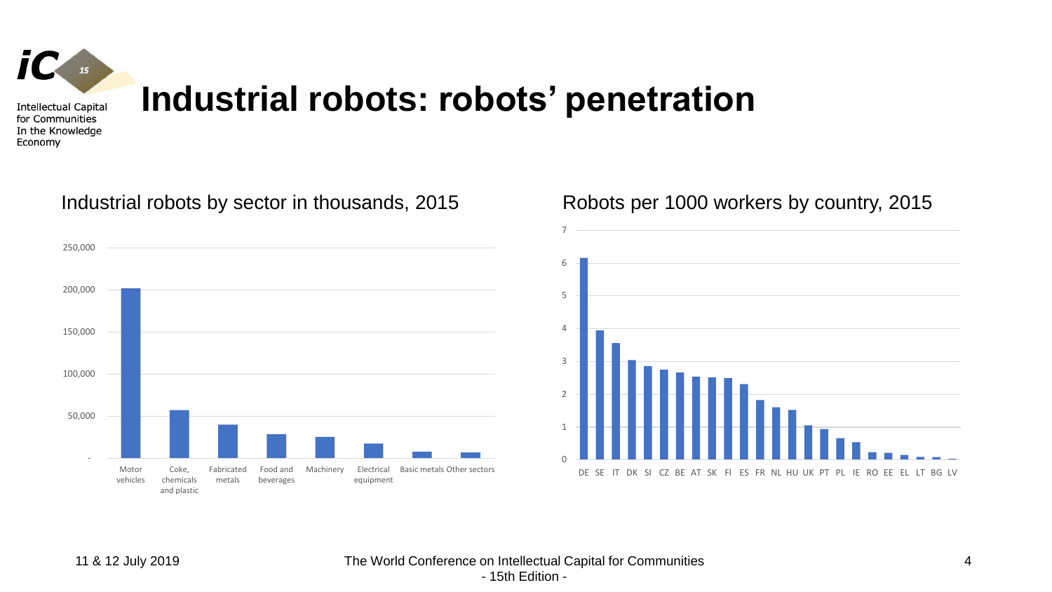# Industrial robots: robots' penetration

Industrial robots by sector in thousands, 2015

Robots per 1000 workers by country, 2015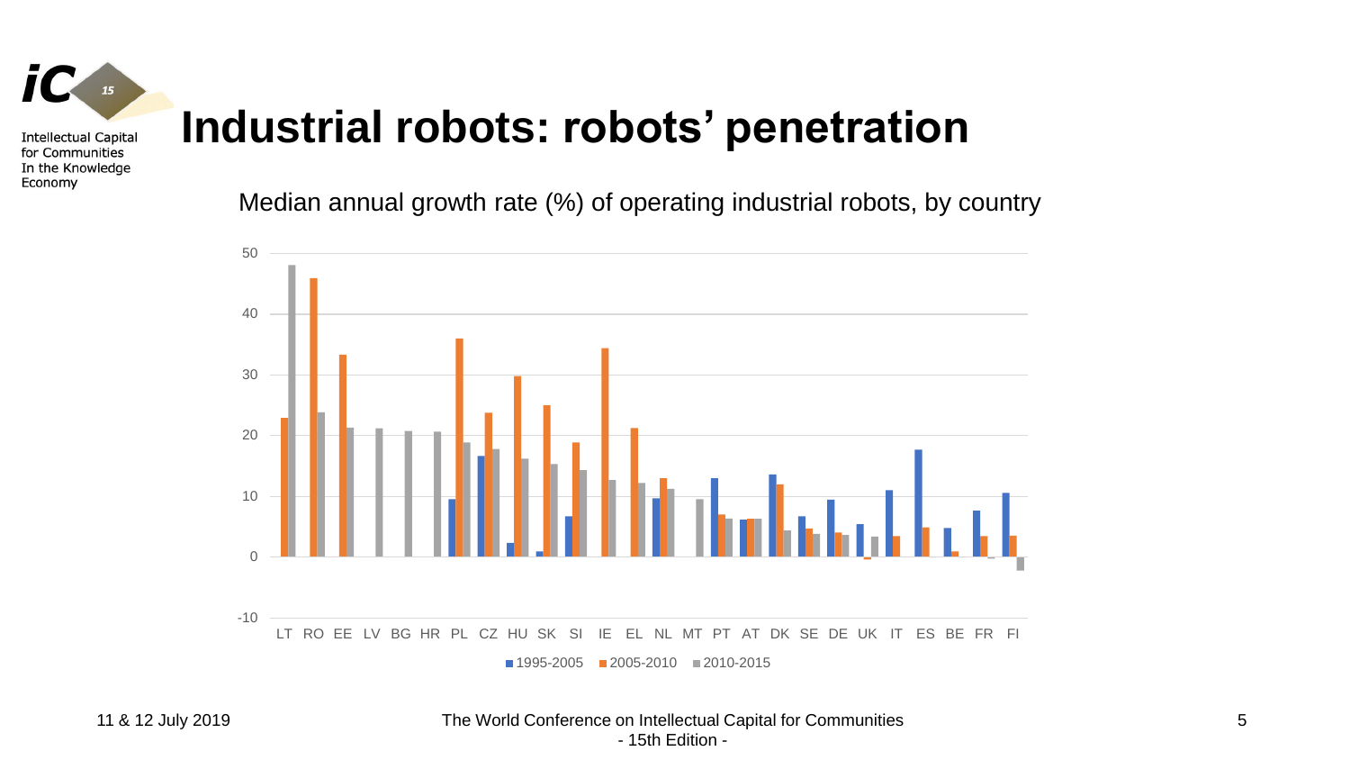# Industrial robots: robots' penetration

Median annual growth rate (%) of operating industrial robots, by country

50

40

30

20

10

0

-10

LT RO EE LV BG HR PL CZ HU SK SI IE EL NL MT PT AT DK SE DE UK IT ES BE FR FI

■ 1995-2005 ■ 2005-2010 ■ 2010-2015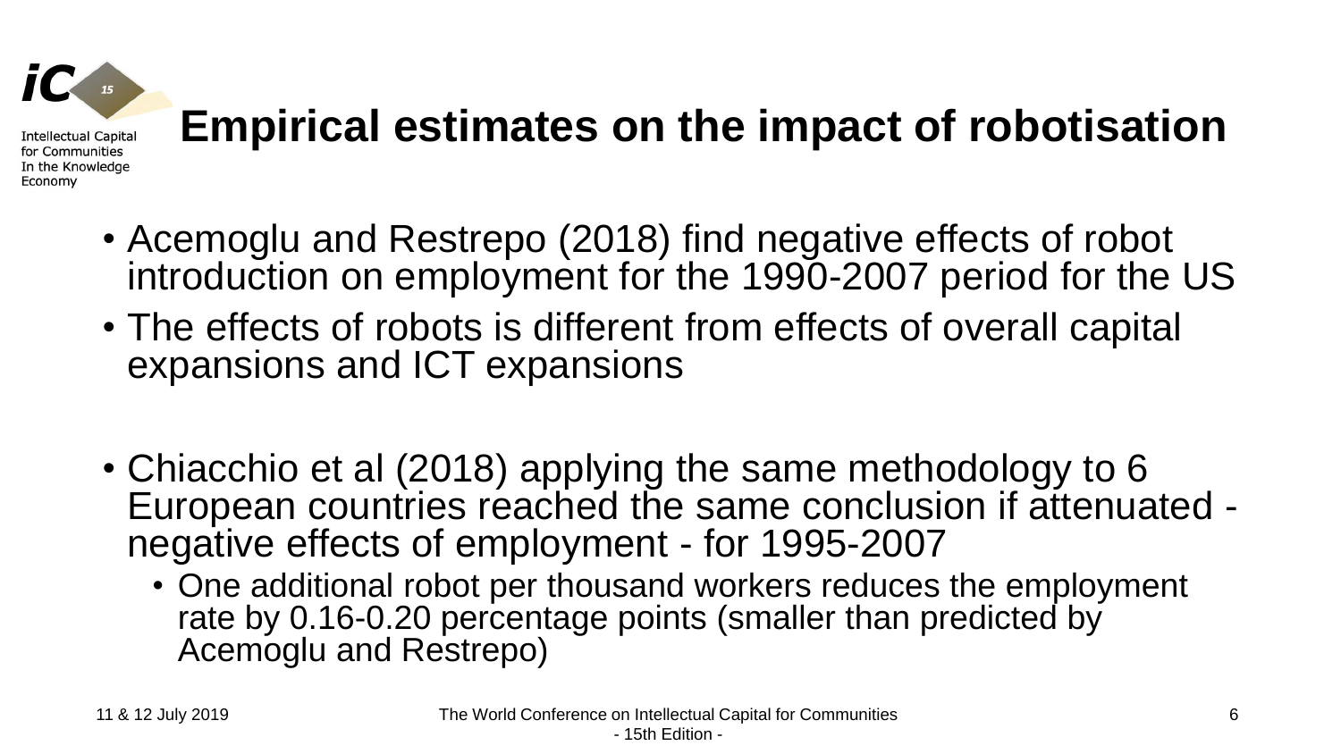# Empirical estimates on the impact of robotisation

- Acemoglu and Restrepo (2018) find negative effects of robot introduction on employment for the 1990-2007 period for the US
- The effects of robots is different from effects of overall capital expansions and ICT expansions

- Chiacchio et al (2018) applying the same methodology to 6 European countries reached the same conclusion if attenuated - negative effects of employment - for 1995-2007
  - One additional robot per thousand workers reduces the employment rate by 0.16-0.20 percentage points (smaller than predicted by Acemoglu and Restrepo)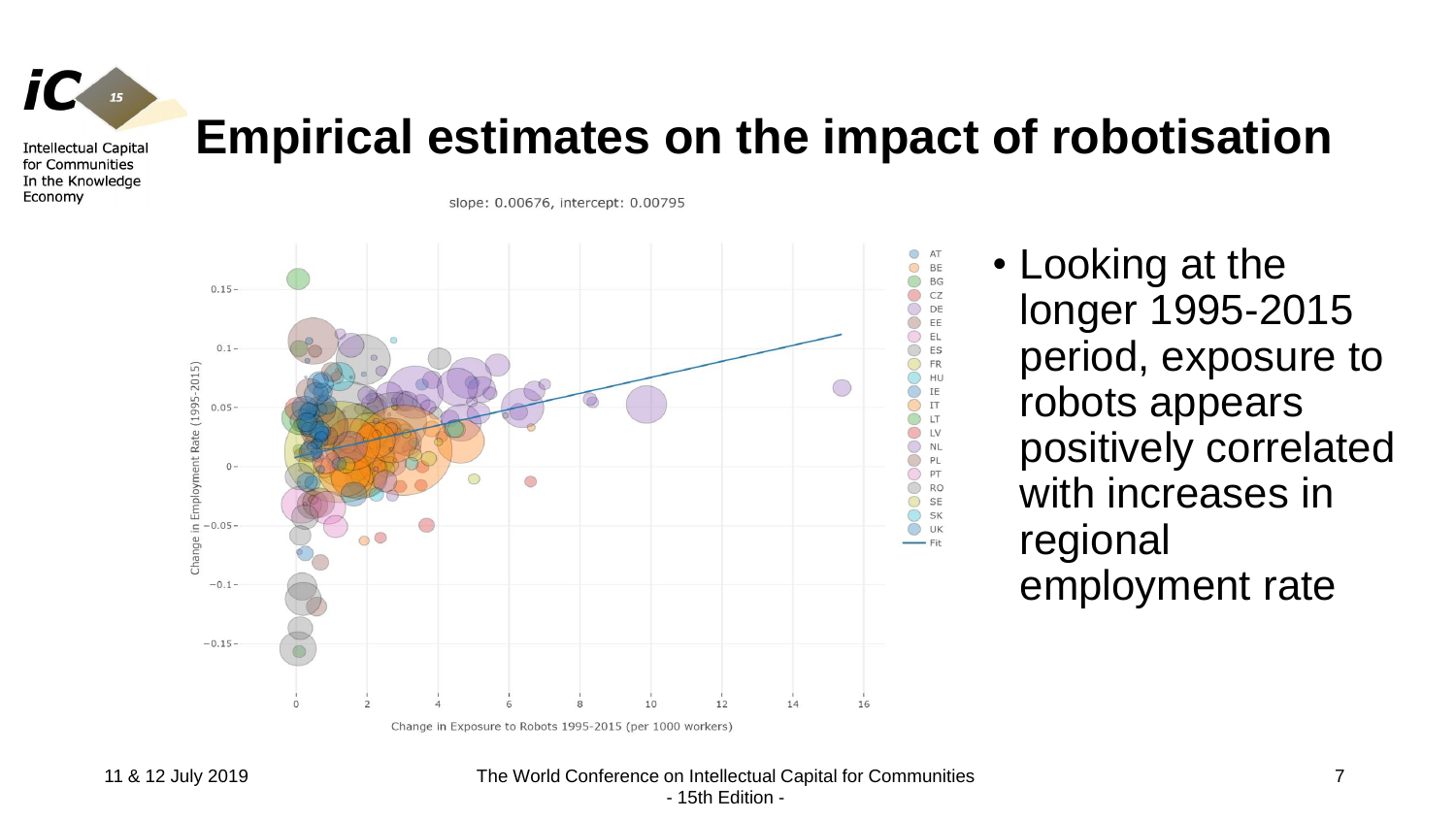# Empirical estimates on the impact of robotisation

slope: 0.00676, intercept: 0.00795

- Looking at the longer 1995-2015 period, exposure to robots appears positively correlated with increases in regional employment rate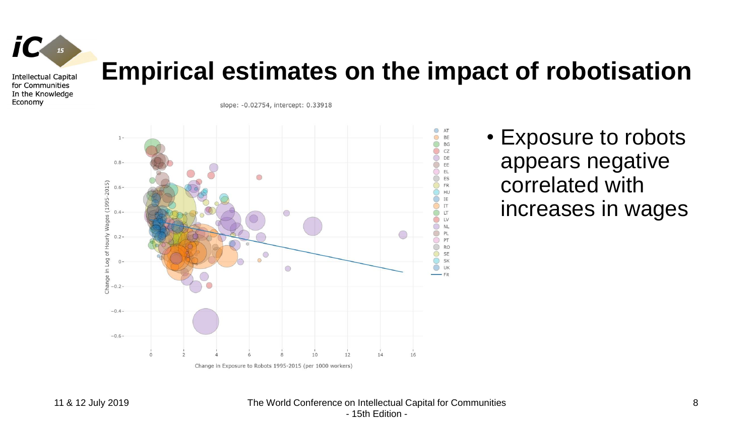# Empirical estimates on the impact of robotisation

slope: -0.02754, intercept: 0.33918

- Exposure to robots appears negative correlated with increases in wages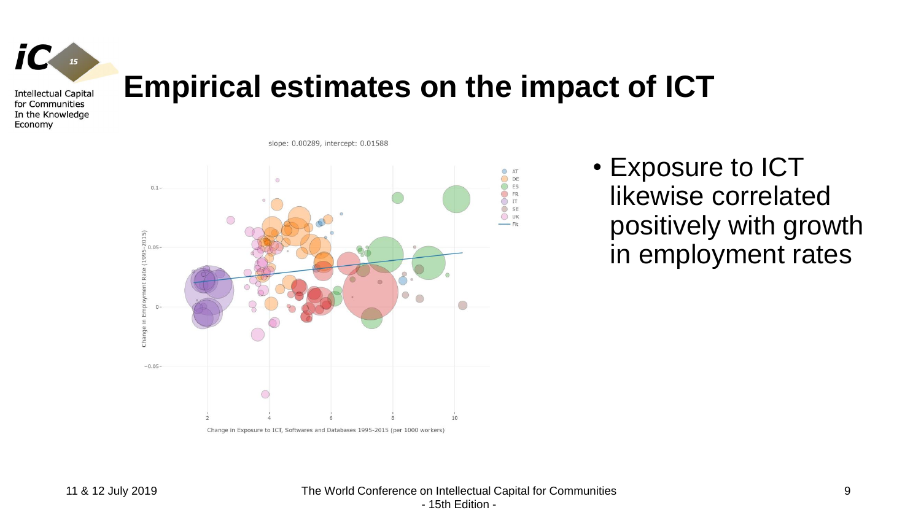# Empirical estimates on the impact of ICT

slope: 0.00289, intercept: 0.01588

Change in Exposure to ICT, Softwares and Databases 1995-2015 (per 1000 workers)

Change in Employment Rate (1995-2015)

- Exposure to ICT likewise correlated positively with growth in employment rates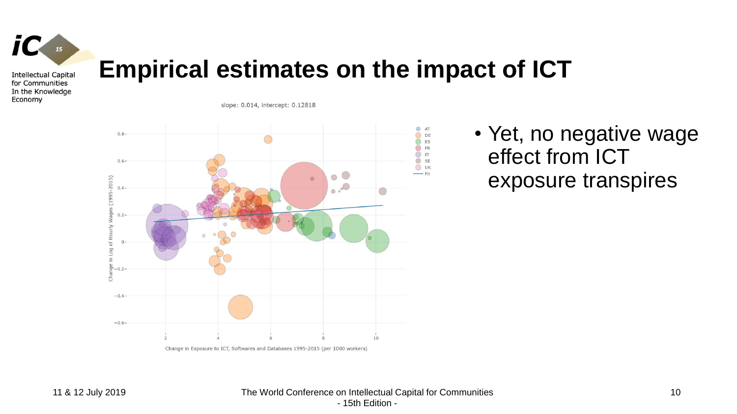# Empirical estimates on the impact of ICT

slope: 0.014, intercept: 0.12818

- Yet, no negative wage effect from ICT exposure transpires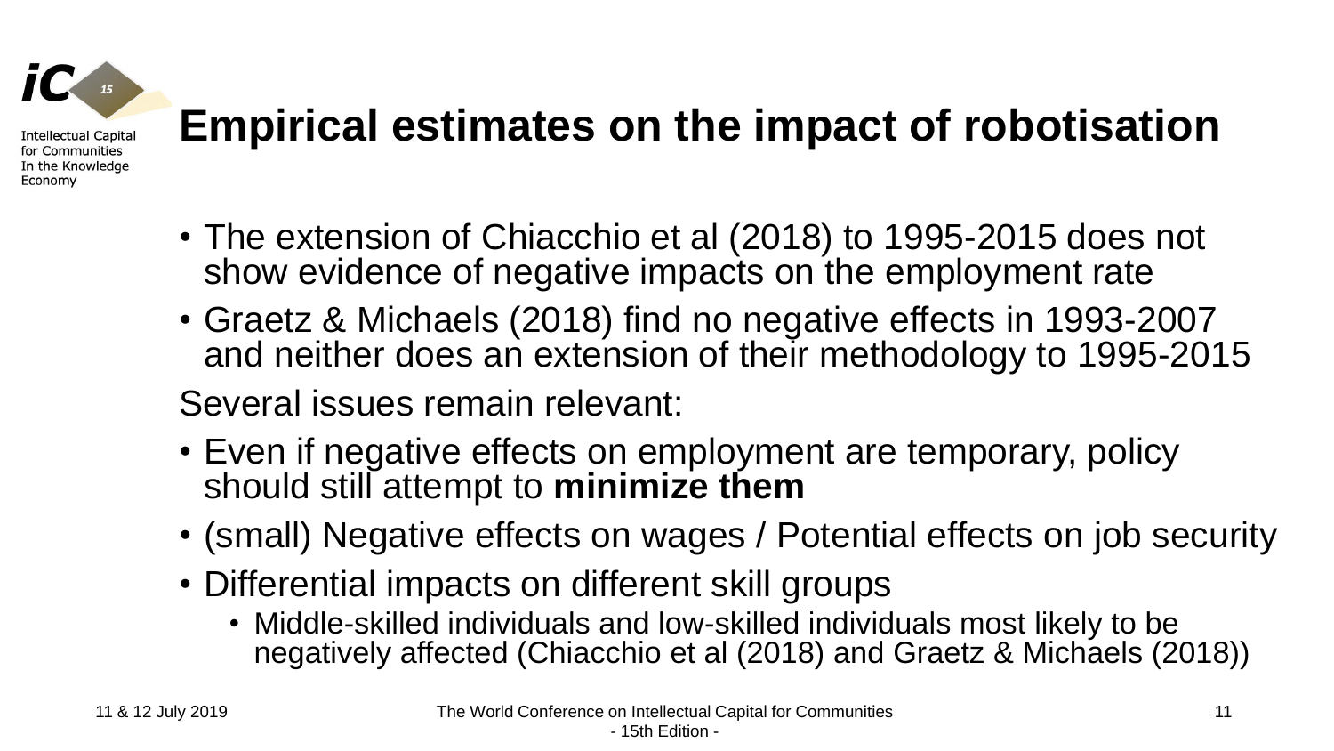# Empirical estimates on the impact of robotisation

- The extension of Chiacchio et al (2018) to 1995-2015 does not show evidence of negative impacts on the employment rate
- Graetz & Michaels (2018) find no negative effects in 1993-2007 and neither does an extension of their methodology to 1995-2015

Several issues remain relevant:

- Even if negative effects on employment are temporary, policy should still attempt to **minimize them**
- (small) Negative effects on wages / Potential effects on job security
- Differential impacts on different skill groups
  - Middle-skilled individuals and low-skilled individuals most likely to be negatively affected (Chiacchio et al (2018) and Graetz & Michaels (2018))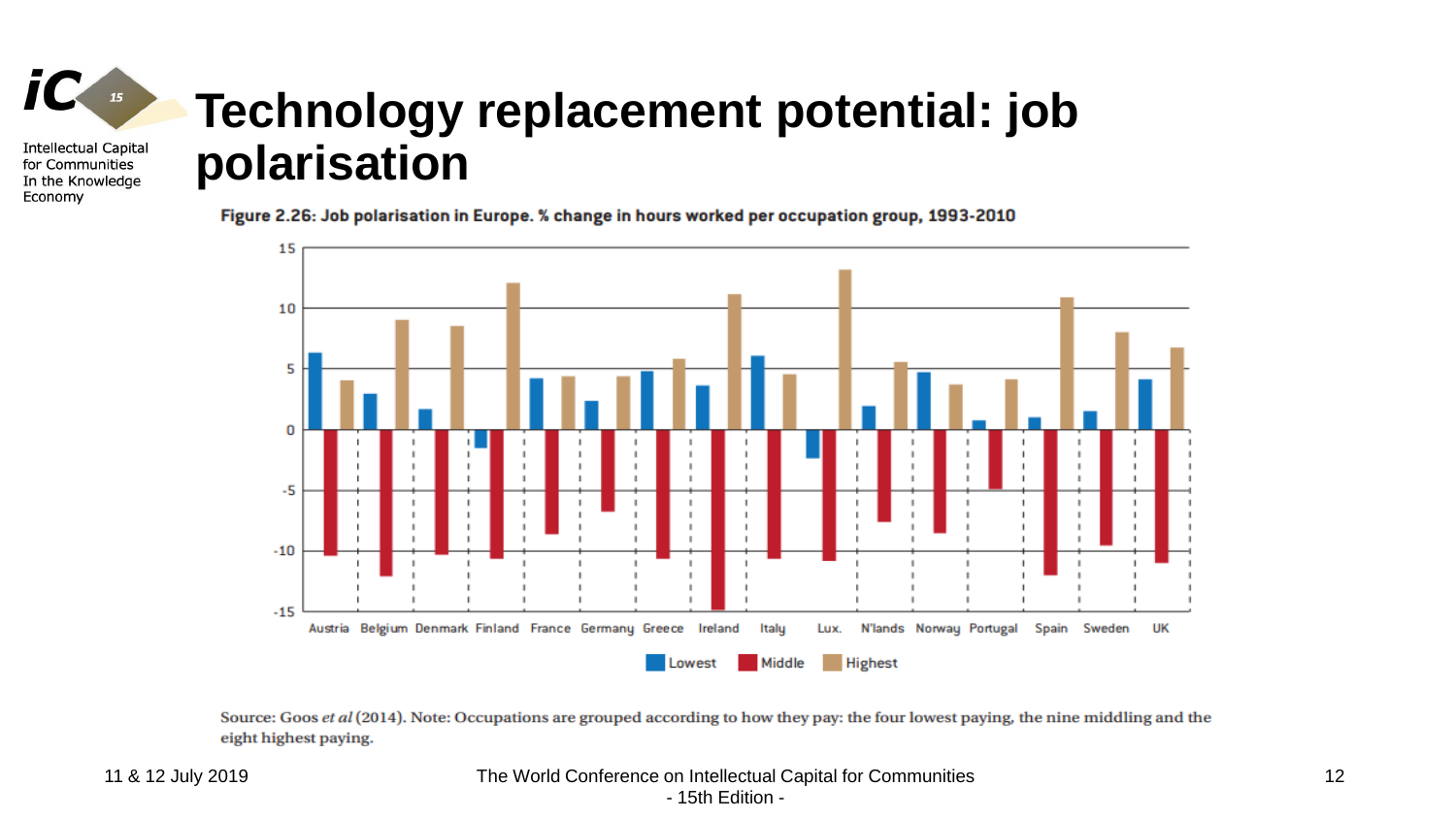# Technology replacement potential: job polarisation

**Figure 2.26: Job polarisation in Europe. % change in hours worked per occupation group, 1993-2010**

Source: Goos *et al* (2014). Note: Occupations are grouped according to how they pay: the four lowest paying, the nine middling and the eight highest paying.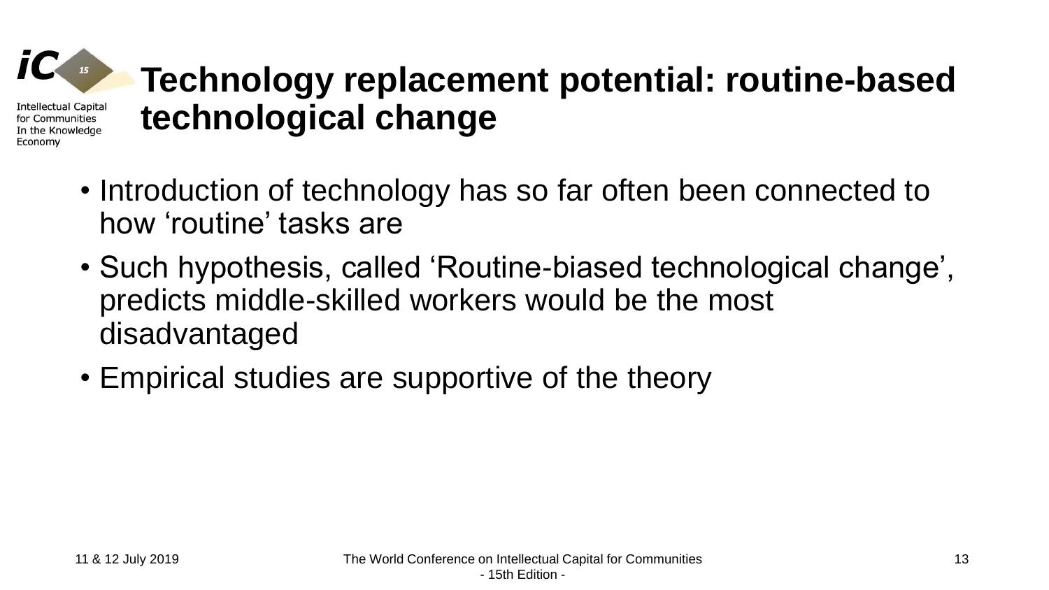# Technology replacement potential: routine-based technological change

- Introduction of technology has so far often been connected to how 'routine' tasks are
- Such hypothesis, called 'Routine-biased technological change', predicts middle-skilled workers would be the most disadvantaged
- Empirical studies are supportive of the theory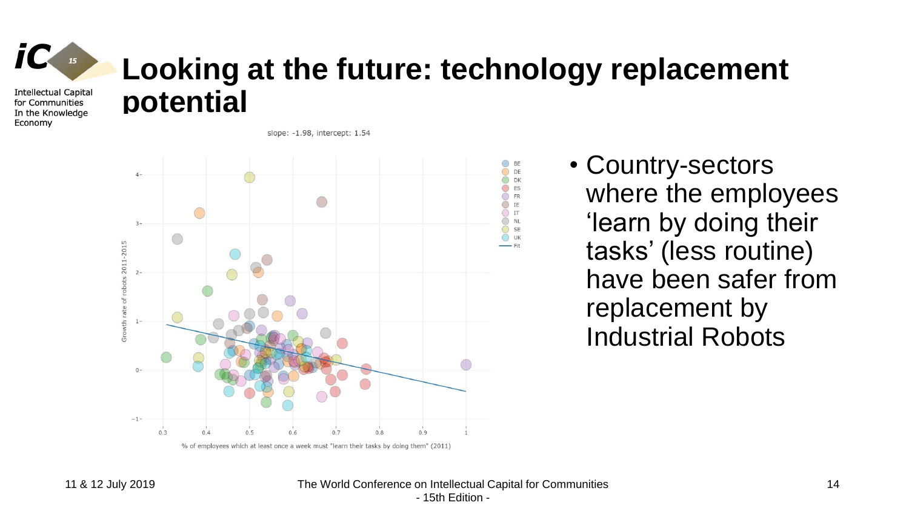# Looking at the future: technology replacement potential

slope: -1.98, intercept: 1.54

Growth rate of robots 2011-2015

% of employees which at least once a week must "learn their tasks by doing them" (2011)

BE, DE, DK, ES, FR, IE, IT, NL, SE, UK, Fit

- Country-sectors where the employees 'learn by doing their tasks' (less routine) have been safer from replacement by Industrial Robots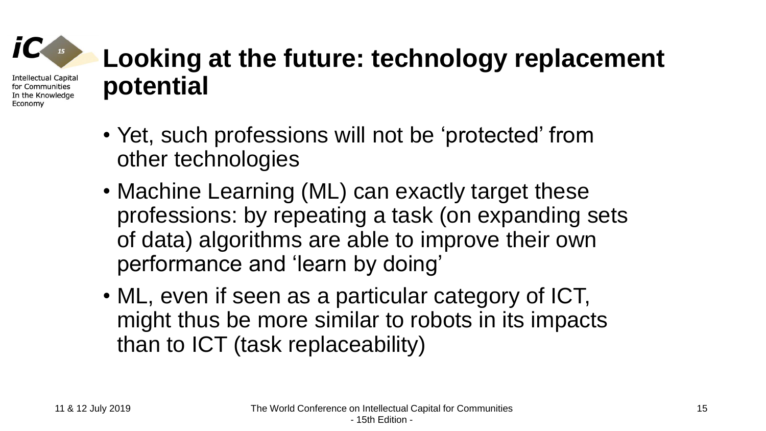# Looking at the future: technology replacement potential

- Yet, such professions will not be 'protected' from other technologies
- Machine Learning (ML) can exactly target these professions: by repeating a task (on expanding sets of data) algorithms are able to improve their own performance and 'learn by doing'
- ML, even if seen as a particular category of ICT, might thus be more similar to robots in its impacts than to ICT (task replaceability)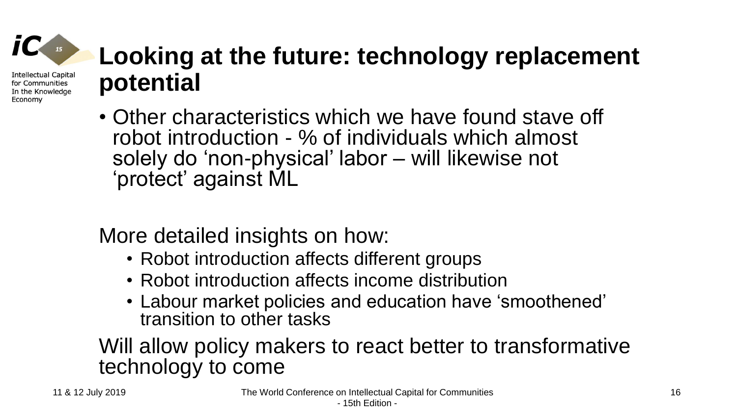# Looking at the future: technology replacement potential

- Other characteristics which we have found stave off robot introduction - % of individuals which almost solely do 'non-physical' labor – will likewise not 'protect' against ML

More detailed insights on how:

- Robot introduction affects different groups
- Robot introduction affects income distribution
- Labour market policies and education have 'smoothened' transition to other tasks

Will allow policy makers to react better to transformative technology to come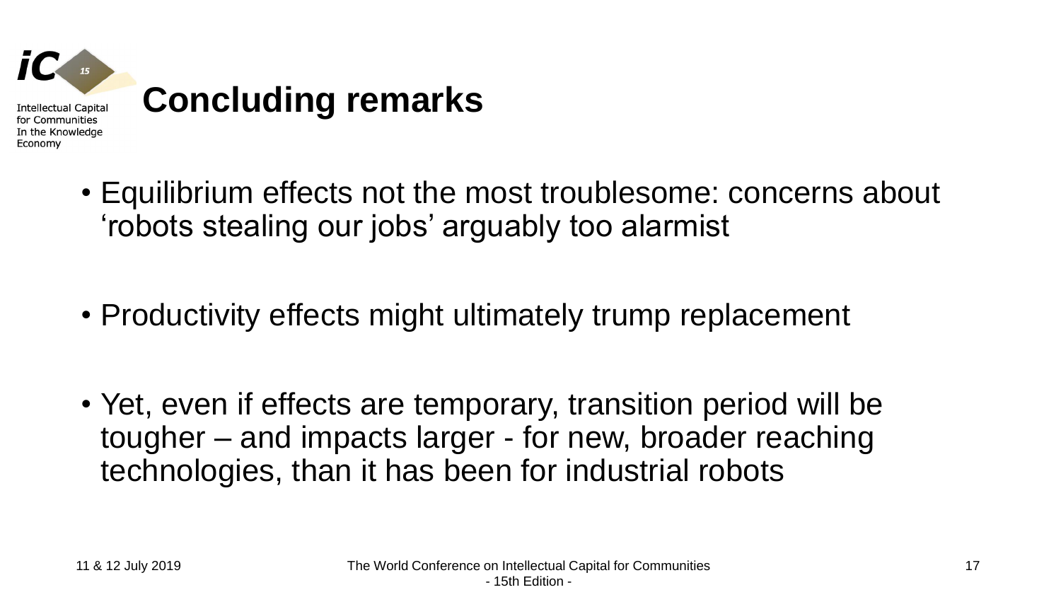# Concluding remarks

- Equilibrium effects not the most troublesome: concerns about 'robots stealing our jobs' arguably too alarmist
- Productivity effects might ultimately trump replacement
- Yet, even if effects are temporary, transition period will be tougher – and impacts larger - for new, broader reaching technologies, than it has been for industrial robots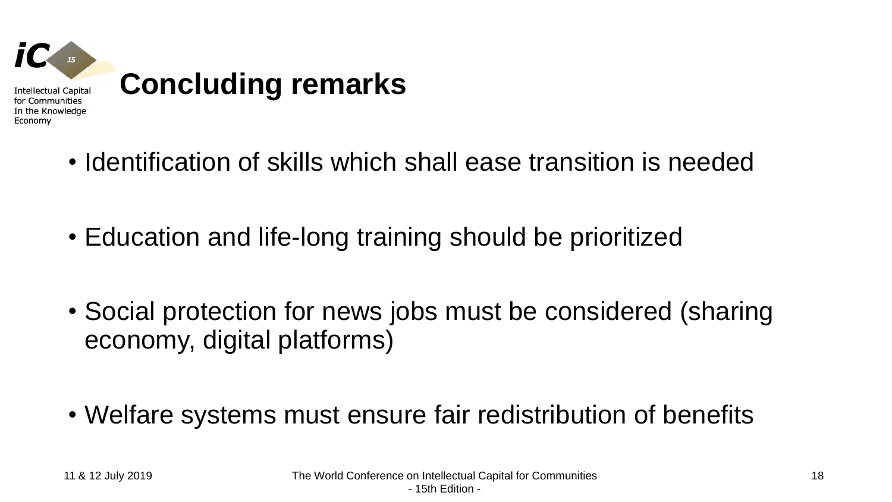# Concluding remarks

- Identification of skills which shall ease transition is needed
- Education and life-long training should be prioritized
- Social protection for news jobs must be considered (sharing economy, digital platforms)
- Welfare systems must ensure fair redistribution of benefits